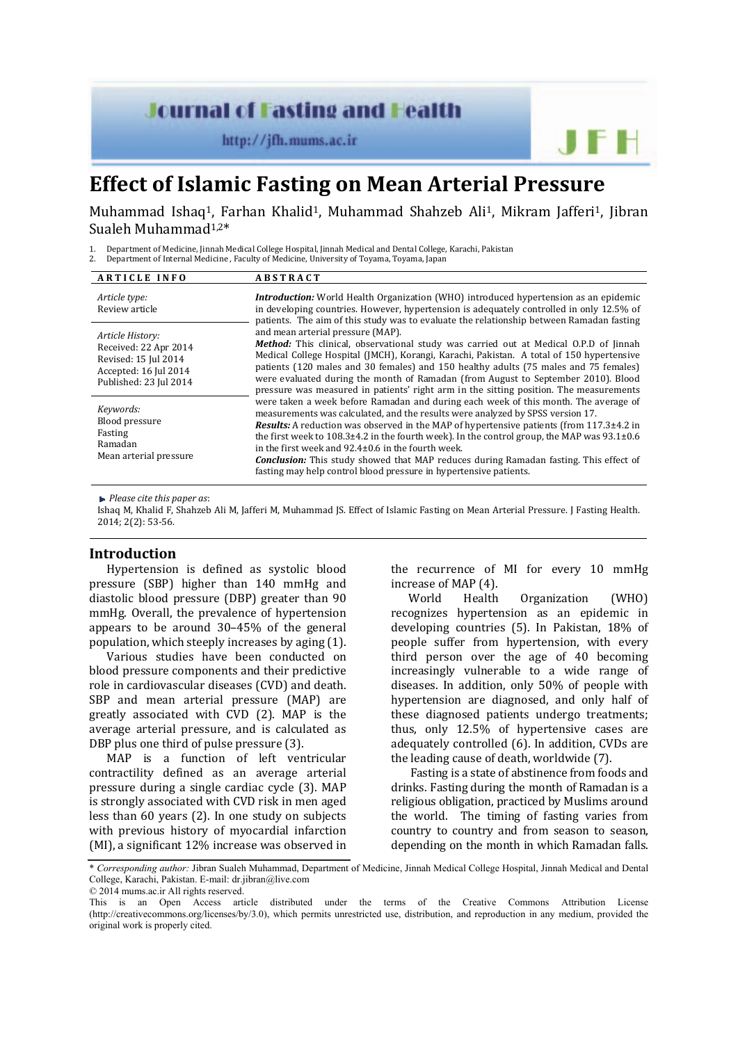# Effect of Islamic Fasting on Mean Arterial Pressure

Muhammad Ishaq[1], Farhan Khalid[1], Muhammad Shahzeb Ali[1], Mikram Jafferi[1], Jibran Sualeh Muhammad[1,2]*

1. Department of Medicine, Jinnah Medical College Hospital, Jinnah Medical and Dental College, Karachi, Pakistan
2. Department of Internal Medicine, Faculty of Medicine, University of Toyama, Toyama, Japan

**ARTICLE INFO**

*Article type:*
Review article

*Article History:*
Received: 22 Apr 2014
Revised: 15 Jul 2014
Accepted: 16 Jul 2014
Published: 23 Jul 2014

*Keywords:*
Blood pressure
Fasting
Ramadan
Mean arterial pressure

**ABSTRACT**

***Introduction:*** World Health Organization (WHO) introduced hypertension as an epidemic in developing countries. However, hypertension is adequately controlled in only 12.5% of patients. The aim of this study was to evaluate the relationship between Ramadan fasting and mean arterial pressure (MAP).

***Method:*** This clinical, observational study was carried out at Medical O.P.D of Jinnah Medical College Hospital (JMCH), Korangi, Karachi, Pakistan. A total of 150 hypertensive patients (120 males and 30 females) and 150 healthy adults (75 males and 75 females) were evaluated during the month of Ramadan (from August to September 2010). Blood pressure was measured in patients' right arm in the sitting position. The measurements were taken a week before Ramadan and during each week of this month. The average of measurements was calculated, and the results were analyzed by SPSS version 17.

***Results:*** A reduction was observed in the MAP of hypertensive patients (from 117.3±4.2 in the first week to 108.3±4.2 in the fourth week). In the control group, the MAP was 93.1±0.6 in the first week and 92.4±0.6 in the fourth week.

***Conclusion:*** This study showed that MAP reduces during Ramadan fasting. This effect of fasting may help control blood pressure in hypertensive patients.

*Please cite this paper as*:
Ishaq M, Khalid F, Shahzeb Ali M, Jafferi M, Muhammad JS. Effect of Islamic Fasting on Mean Arterial Pressure. J Fasting Health. 2014; 2(2): 53-56.

## Introduction

Hypertension is defined as systolic blood pressure (SBP) higher than 140 mmHg and diastolic blood pressure (DBP) greater than 90 mmHg. Overall, the prevalence of hypertension appears to be around 30–45% of the general population, which steeply increases by aging (1).

Various studies have been conducted on blood pressure components and their predictive role in cardiovascular diseases (CVD) and death. SBP and mean arterial pressure (MAP) are greatly associated with CVD (2). MAP is the average arterial pressure, and is calculated as DBP plus one third of pulse pressure (3).

MAP is a function of left ventricular contractility defined as an average arterial pressure during a single cardiac cycle (3). MAP is strongly associated with CVD risk in men aged less than 60 years (2). In one study on subjects with previous history of myocardial infarction (MI), a significant 12% increase was observed in the recurrence of MI for every 10 mmHg increase of MAP (4).

World Health Organization (WHO) recognizes hypertension as an epidemic in developing countries (5). In Pakistan, 18% of people suffer from hypertension, with every third person over the age of 40 becoming increasingly vulnerable to a wide range of diseases. In addition, only 50% of people with hypertension are diagnosed, and only half of these diagnosed patients undergo treatments; thus, only 12.5% of hypertensive cases are adequately controlled (6). In addition, CVDs are the leading cause of death, worldwide (7).

Fasting is a state of abstinence from foods and drinks. Fasting during the month of Ramadan is a religious obligation, practiced by Muslims around the world. The timing of fasting varies from country to country and from season to season, depending on the month in which Ramadan falls.

\* *Corresponding author:* Jibran Sualeh Muhammad, Department of Medicine, Jinnah Medical College Hospital, Jinnah Medical and Dental College, Karachi, Pakistan. E-mail: dr.jibran@live.com

© 2014 mums.ac.ir All rights reserved.

This is an Open Access article distributed under the terms of the Creative Commons Attribution License (http://creativecommons.org/licenses/by/3.0), which permits unrestricted use, distribution, and reproduction in any medium, provided the original work is properly cited.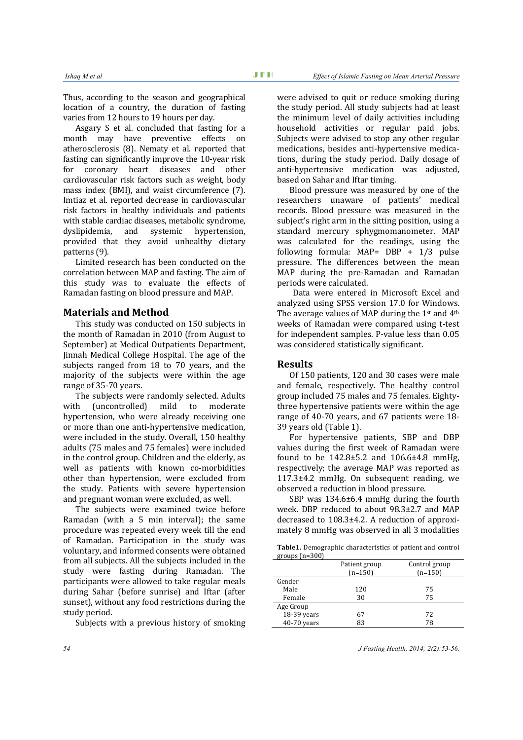Thus, according to the season and geographical location of a country, the duration of fasting varies from 12 hours to 19 hours per day.

Asgary S et al. concluded that fasting for a month may have preventive effects on atherosclerosis (8). Nematy et al. reported that fasting can significantly improve the 10-year risk for coronary heart diseases and other cardiovascular risk factors such as weight, body mass index (BMI), and waist circumference (7). Imtiaz et al. reported decrease in cardiovascular risk factors in healthy individuals and patients with stable cardiac diseases, metabolic syndrome, dyslipidemia, and systemic hypertension, provided that they avoid unhealthy dietary patterns (9).

Limited research has been conducted on the correlation between MAP and fasting. The aim of this study was to evaluate the effects of Ramadan fasting on blood pressure and MAP.

## Materials and Method

This study was conducted on 150 subjects in the month of Ramadan in 2010 (from August to September) at Medical Outpatients Department, Jinnah Medical College Hospital. The age of the subjects ranged from 18 to 70 years, and the majority of the subjects were within the age range of 35-70 years.

The subjects were randomly selected. Adults with (uncontrolled) mild to moderate hypertension, who were already receiving one or more than one anti-hypertensive medication, were included in the study. Overall, 150 healthy adults (75 males and 75 females) were included in the control group. Children and the elderly, as well as patients with known co-morbidities other than hypertension, were excluded from the study. Patients with severe hypertension and pregnant woman were excluded, as well.

The subjects were examined twice before Ramadan (with a 5 min interval); the same procedure was repeated every week till the end of Ramadan. Participation in the study was voluntary, and informed consents were obtained from all subjects. All the subjects included in the study were fasting during Ramadan. The participants were allowed to take regular meals during Sahar (before sunrise) and Iftar (after sunset), without any food restrictions during the study period.

Subjects with a previous history of smoking were advised to quit or reduce smoking during the study period. All study subjects had at least the minimum level of daily activities including household activities or regular paid jobs. Subjects were advised to stop any other regular medications, besides anti-hypertensive medications, during the study period. Daily dosage of anti-hypertensive medication was adjusted, based on Sahar and Iftar timing.

Blood pressure was measured by one of the researchers unaware of patients' medical records. Blood pressure was measured in the subject's right arm in the sitting position, using a standard mercury sphygmomanometer. MAP was calculated for the readings, using the following formula: MAP= DBP + 1/3 pulse pressure. The differences between the mean MAP during the pre-Ramadan and Ramadan periods were calculated.

Data were entered in Microsoft Excel and analyzed using SPSS version 17.0 for Windows. The average values of MAP during the 1st and 4th weeks of Ramadan were compared using t-test for independent samples. P-value less than 0.05 was considered statistically significant.

## Results

Of 150 patients, 120 and 30 cases were male and female, respectively. The healthy control group included 75 males and 75 females. Eighty-three hypertensive patients were within the age range of 40-70 years, and 67 patients were 18-39 years old (Table 1).

For hypertensive patients, SBP and DBP values during the first week of Ramadan were found to be 142.8±5.2 and 106.6±4.8 mmHg, respectively; the average MAP was reported as 117.3±4.2 mmHg. On subsequent reading, we observed a reduction in blood pressure.

SBP was 134.6±6.4 mmHg during the fourth week. DBP reduced to about 98.3±2.7 and MAP decreased to 108.3±4.2. A reduction of approximately 8 mmHg was observed in all 3 modalities

**Table1.** Demographic characteristics of patient and control groups (n=300)

| | Patient group (n=150) | Control group (n=150) |
|---|---|---|
| Gender | | |
| Male | 120 | 75 |
| Female | 30 | 75 |
| Age Group | | |
| 18-39 years | 67 | 72 |
| 40-70 years | 83 | 78 |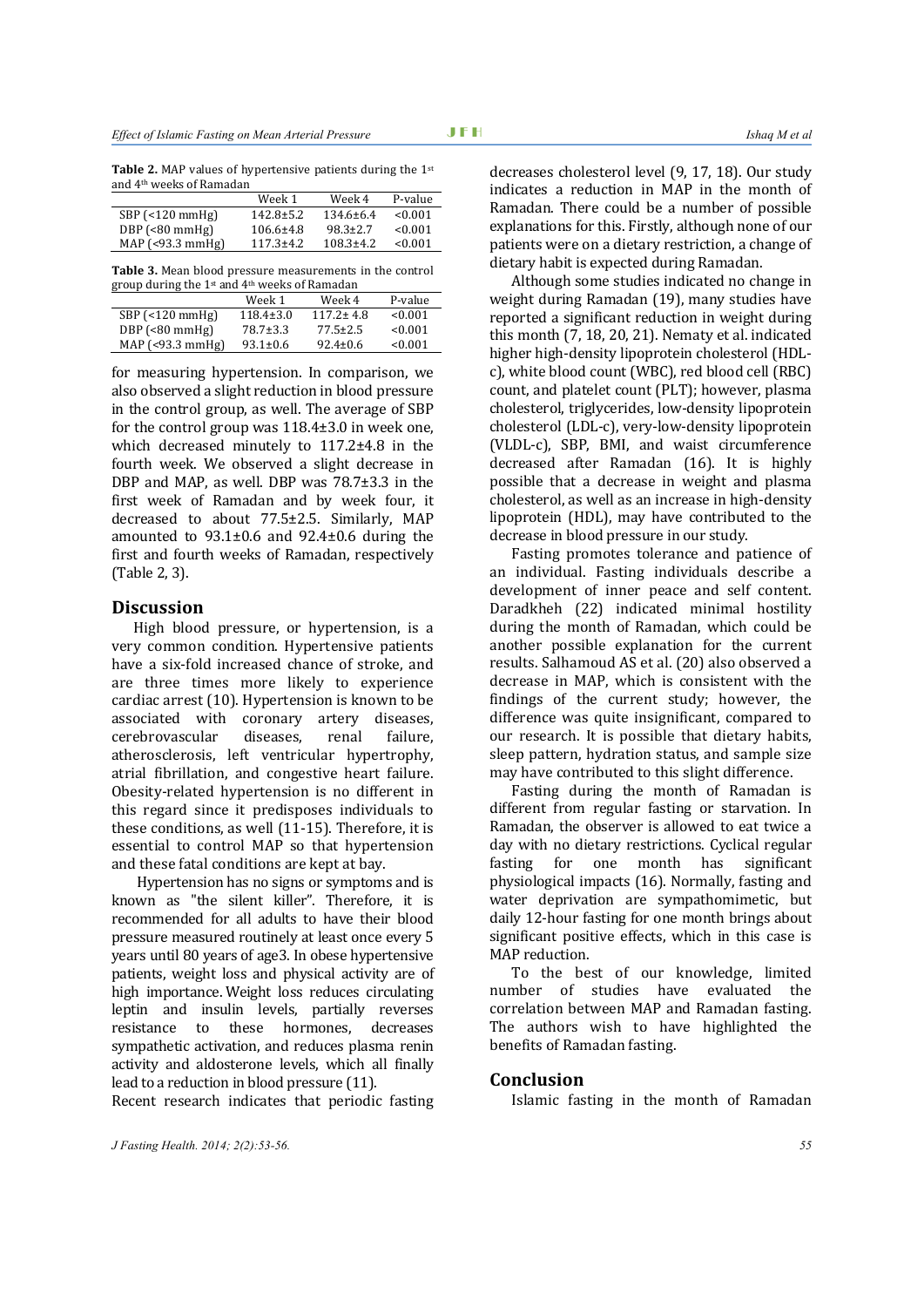**Table 2.** MAP values of hypertensive patients during the 1st and 4th weeks of Ramadan

| | Week 1 | Week 4 | P-value |
|---|---|---|---|
| SBP (<120 mmHg) | 142.8±5.2 | 134.6±6.4 | <0.001 |
| DBP (<80 mmHg) | 106.6±4.8 | 98.3±2.7 | <0.001 |
| MAP (<93.3 mmHg) | 117.3±4.2 | 108.3±4.2 | <0.001 |

**Table 3.** Mean blood pressure measurements in the control group during the 1st and 4th weeks of Ramadan

| | Week 1 | Week 4 | P-value |
|---|---|---|---|
| SBP (<120 mmHg) | 118.4±3.0 | 117.2± 4.8 | <0.001 |
| DBP (<80 mmHg) | 78.7±3.3 | 77.5±2.5 | <0.001 |
| MAP (<93.3 mmHg) | 93.1±0.6 | 92.4±0.6 | <0.001 |

for measuring hypertension. In comparison, we also observed a slight reduction in blood pressure in the control group, as well. The average of SBP for the control group was 118.4±3.0 in week one, which decreased minutely to 117.2±4.8 in the fourth week. We observed a slight decrease in DBP and MAP, as well. DBP was 78.7±3.3 in the first week of Ramadan and by week four, it decreased to about 77.5±2.5. Similarly, MAP amounted to 93.1±0.6 and 92.4±0.6 during the first and fourth weeks of Ramadan, respectively (Table 2, 3).

## Discussion

High blood pressure, or hypertension, is a very common condition. Hypertensive patients have a six-fold increased chance of stroke, and are three times more likely to experience cardiac arrest (10). Hypertension is known to be associated with coronary artery diseases, cerebrovascular diseases, renal failure, atherosclerosis, left ventricular hypertrophy, atrial fibrillation, and congestive heart failure. Obesity-related hypertension is no different in this regard since it predisposes individuals to these conditions, as well (11-15). Therefore, it is essential to control MAP so that hypertension and these fatal conditions are kept at bay.

Hypertension has no signs or symptoms and is known as "the silent killer". Therefore, it is recommended for all adults to have their blood pressure measured routinely at least once every 5 years until 80 years of age3. In obese hypertensive patients, weight loss and physical activity are of high importance. Weight loss reduces circulating leptin and insulin levels, partially reverses resistance to these hormones, decreases sympathetic activation, and reduces plasma renin activity and aldosterone levels, which all finally lead to a reduction in blood pressure (11).

Recent research indicates that periodic fasting decreases cholesterol level (9, 17, 18). Our study indicates a reduction in MAP in the month of Ramadan. There could be a number of possible explanations for this. Firstly, although none of our patients were on a dietary restriction, a change of dietary habit is expected during Ramadan.

Although some studies indicated no change in weight during Ramadan (19), many studies have reported a significant reduction in weight during this month (7, 18, 20, 21). Nematy et al. indicated higher high-density lipoprotein cholesterol (HDL-c), white blood count (WBC), red blood cell (RBC) count, and platelet count (PLT); however, plasma cholesterol, triglycerides, low-density lipoprotein cholesterol (LDL-c), very-low-density lipoprotein (VLDL-c), SBP, BMI, and waist circumference decreased after Ramadan (16). It is highly possible that a decrease in weight and plasma cholesterol, as well as an increase in high-density lipoprotein (HDL), may have contributed to the decrease in blood pressure in our study.

Fasting promotes tolerance and patience of an individual. Fasting individuals describe a development of inner peace and self content. Daradkheh (22) indicated minimal hostility during the month of Ramadan, which could be another possible explanation for the current results. Salhamoud AS et al. (20) also observed a decrease in MAP, which is consistent with the findings of the current study; however, the difference was quite insignificant, compared to our research. It is possible that dietary habits, sleep pattern, hydration status, and sample size may have contributed to this slight difference.

Fasting during the month of Ramadan is different from regular fasting or starvation. In Ramadan, the observer is allowed to eat twice a day with no dietary restrictions. Cyclical regular fasting for one month has significant physiological impacts (16). Normally, fasting and water deprivation are sympathomimetic, but daily 12-hour fasting for one month brings about significant positive effects, which in this case is MAP reduction.

To the best of our knowledge, limited number of studies have evaluated the correlation between MAP and Ramadan fasting. The authors wish to have highlighted the benefits of Ramadan fasting.

## Conclusion

Islamic fasting in the month of Ramadan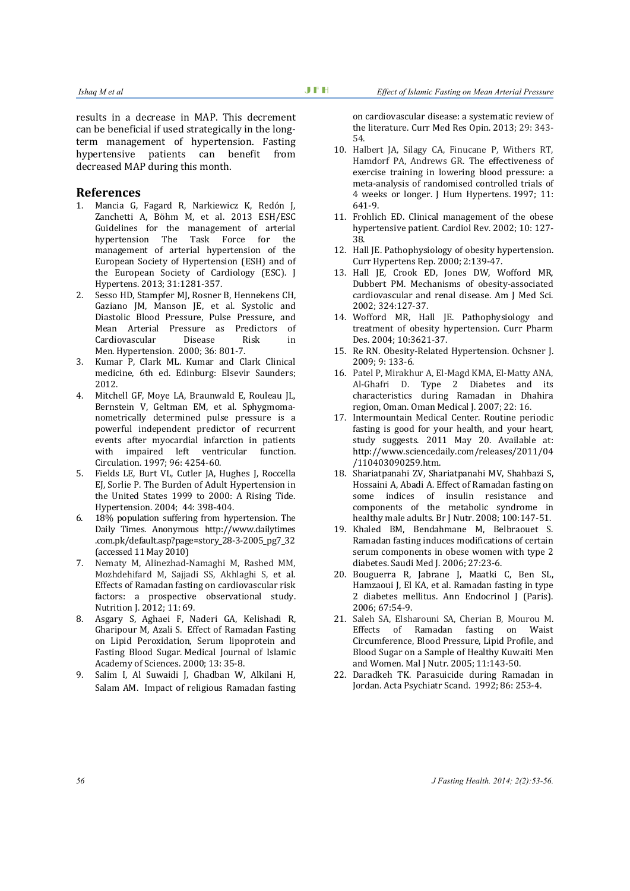results in a decrease in MAP. This decrement can be beneficial if used strategically in the long-term management of hypertension. Fasting hypertensive patients can benefit from decreased MAP during this month.

## References

1. Mancia G, Fagard R, Narkiewicz K, Redón J, Zanchetti A, Böhm M, et al. 2013 ESH/ESC Guidelines for the management of arterial hypertension The Task Force for the management of arterial hypertension of the European Society of Hypertension (ESH) and of the European Society of Cardiology (ESC). J Hypertens. 2013; 31:1281-357.
2. Sesso HD, Stampfer MJ, Rosner B, Hennekens CH, Gaziano JM, Manson JE, et al. Systolic and Diastolic Blood Pressure, Pulse Pressure, and Mean Arterial Pressure as Predictors of Cardiovascular Disease Risk in Men. Hypertension. 2000; 36: 801-7.
3. Kumar P, Clark ML. Kumar and Clark Clinical medicine, 6th ed. Edinburg: Elsevir Saunders; 2012.
4. Mitchell GF, Moye LA, Braunwald E, Rouleau JL, Bernstein V, Geltman EM, et al. Sphygmomanometrically determined pulse pressure is a powerful independent predictor of recurrent events after myocardial infarction in patients with impaired left ventricular function. Circulation. 1997; 96: 4254-60.
5. Fields LE, Burt VL, Cutler JA, Hughes J, Roccella EJ, Sorlie P. The Burden of Adult Hypertension in the United States 1999 to 2000: A Rising Tide. Hypertension. 2004; 44: 398-404.
6. 18% population suffering from hypertension. The Daily Times. Anonymous http://www.dailytimes.com.pk/default.asp?page=story_28-3-2005_pg7_32 (accessed 11 May 2010)
7. Nematy M, Alinezhad-Namaghi M, Rashed MM, Mozhdehifard M, Sajjadi SS, Akhlaghi S, et al. Effects of Ramadan fasting on cardiovascular risk factors: a prospective observational study. Nutrition J. 2012; 11: 69.
8. Asgary S, Aghaei F, Naderi GA, Kelishadi R, Gharipour M, Azali S. Effect of Ramadan Fasting on Lipid Peroxidation, Serum lipoprotein and Fasting Blood Sugar. Medical Journal of Islamic Academy of Sciences. 2000; 13: 35-8.
9. Salim I, Al Suwaidi J, Ghadban W, Alkilani H, Salam AM. Impact of religious Ramadan fasting on cardiovascular disease: a systematic review of the literature. Curr Med Res Opin. 2013; 29: 343-54.
10. Halbert JA, Silagy CA, Finucane P, Withers RT, Hamdorf PA, Andrews GR. The effectiveness of exercise training in lowering blood pressure: a meta-analysis of randomised controlled trials of 4 weeks or longer. J Hum Hypertens. 1997; 11: 641-9.
11. Frohlich ED. Clinical management of the obese hypertensive patient. Cardiol Rev. 2002; 10: 127-38.
12. Hall JE. Pathophysiology of obesity hypertension. Curr Hypertens Rep. 2000; 2:139-47.
13. Hall JE, Crook ED, Jones DW, Wofford MR, Dubbert PM. Mechanisms of obesity-associated cardiovascular and renal disease. Am J Med Sci. 2002; 324:127-37.
14. Wofford MR, Hall JE. Pathophysiology and treatment of obesity hypertension. Curr Pharm Des. 2004; 10:3621-37.
15. Re RN. Obesity-Related Hypertension. Ochsner J. 2009; 9: 133-6.
16. Patel P, Mirakhur A, El-Magd KMA, El-Matty ANA, Al-Ghafri D. Type 2 Diabetes and its characteristics during Ramadan in Dhahira region, Oman. Oman Medical J. 2007; 22: 16.
17. Intermountain Medical Center. Routine periodic fasting is good for your health, and your heart, study suggests. 2011 May 20. Available at: http://www.sciencedaily.com/releases/2011/04/110403090259.htm.
18. Shariatpanahi ZV, Shariatpanahi MV, Shahbazi S, Hossaini A, Abadi A. Effect of Ramadan fasting on some indices of insulin resistance and components of the metabolic syndrome in healthy male adults. Br J Nutr. 2008; 100:147-51.
19. Khaled BM, Bendahmane M, Belbraouet S. Ramadan fasting induces modifications of certain serum components in obese women with type 2 diabetes. Saudi Med J. 2006; 27:23-6.
20. Bouguerra R, Jabrane J, Maatki C, Ben SL, Hamzaoui J, El KA, et al. Ramadan fasting in type 2 diabetes mellitus. Ann Endocrinol J (Paris). 2006; 67:54-9.
21. Saleh SA, Elsharouni SA, Cherian B, Mourou M. Effects of Ramadan fasting on Waist Circumference, Blood Pressure, Lipid Profile, and Blood Sugar on a Sample of Healthy Kuwaiti Men and Women. Mal J Nutr. 2005; 11:143-50.
22. Daradkeh TK. Parasuicide during Ramadan in Jordan. Acta Psychiatr Scand. 1992; 86: 253-4.